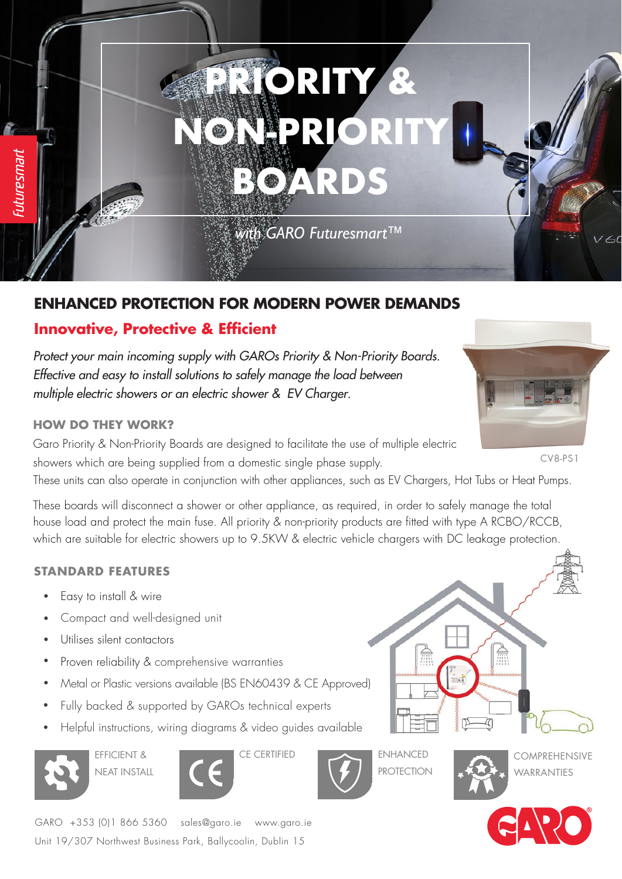Futuresmart

# PRIORITY & NON-PRIORITY BOARDS

*with GARO Futuresmart™*

## ENHANCED PROTECTION FOR MODERN POWER DEMANDS

### Innovative, Protective & Efficient

*Protect your main incoming supply with GAROs Priority & Non-Priority Boards. Effective and easy to install solutions to safely manage the load between multiple electric showers or an electric shower & EV Charger.*

CV8-PS1

### HOW DO THEY WORK?

Garo Priority & Non-Priority Boards are designed to facilitate the use of multiple electric showers which are being supplied from a domestic single phase supply.
These units can also operate in conjunction with other appliances, such as EV Chargers, Hot Tubs or Heat Pumps.

These boards will disconnect a shower or other appliance, as required, in order to safely manage the total house load and protect the main fuse. All priority & non-priority products are fitted with type A RCBO/RCCB, which are suitable for electric showers up to 9.5KW & electric vehicle chargers with DC leakage protection.

### STANDARD FEATURES

- Easy to install & wire
- Compact and well-designed unit
- Utilises silent contactors
- Proven reliability & comprehensive warranties
- Metal or Plastic versions available (BS EN60439 & CE Approved)
- Fully backed & supported by GAROs technical experts
- Helpful instructions, wiring diagrams & video guides available

EFFICIENT & NEAT INSTALL

CE CERTIFIED

ENHANCED PROTECTION

COMPREHENSIVE WARRANTIES

GARO +353 (0)1 866 5360 sales@garo.ie www.garo.ie
Unit 19/307 Northwest Business Park, Ballycoolin, Dublin 15

GARO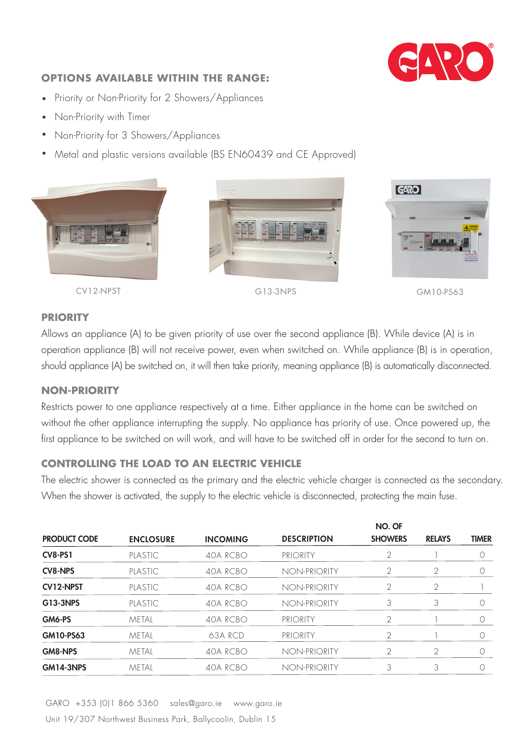## OPTIONS AVAILABLE WITHIN THE RANGE:

- Priority or Non-Priority for 2 Showers/Appliances
- Non-Priority with Timer
- Non-Priority for 3 Showers/Appliances
- Metal and plastic versions available (BS EN60439 and CE Approved)

CV12-NPST

G13-3NPS

GM10-PS63

## PRIORITY

Allows an appliance (A) to be given priority of use over the second appliance (B). While device (A) is in operation appliance (B) will not receive power, even when switched on. While appliance (B) is in operation, should appliance (A) be switched on, it will then take priority, meaning appliance (B) is automatically disconnected.

## NON-PRIORITY

Restricts power to one appliance respectively at a time. Either appliance in the home can be switched on without the other appliance interrupting the supply. No appliance has priority of use. Once powered up, the first appliance to be switched on will work, and will have to be switched off in order for the second to turn on.

## CONTROLLING THE LOAD TO AN ELECTRIC VEHICLE

The electric shower is connected as the primary and the electric vehicle charger is connected as the secondary. When the shower is activated, the supply to the electric vehicle is disconnected, protecting the main fuse.

| PRODUCT CODE | ENCLOSURE | INCOMING | DESCRIPTION | NO. OF SHOWERS | RELAYS | TIMER |
|---|---|---|---|---|---|---|
| **CV8-PS1** | PLASTIC | 40A RCBO | PRIORITY | 2 | 1 | 0 |
| **CV8-NPS** | PLASTIC | 40A RCBO | NON-PRIORITY | 2 | 2 | 0 |
| **CV12-NPST** | PLASTIC | 40A RCBO | NON-PRIORITY | 2 | 2 | 1 |
| **G13-3NPS** | PLASTIC | 40A RCBO | NON-PRIORITY | 3 | 3 | 0 |
| **GM6-PS** | METAL | 40A RCBO | PRIORITY | 2 | 1 | 0 |
| **GM10-PS63** | METAL | 63A RCD | PRIORITY | 2 | 1 | 0 |
| **GM8-NPS** | METAL | 40A RCBO | NON-PRIORITY | 2 | 2 | 0 |
| **GM14-3NPS** | METAL | 40A RCBO | NON-PRIORITY | 3 | 3 | 0 |

GARO +353 (0)1 866 5360 sales@garo.ie www.garo.ie

Unit 19/307 Northwest Business Park, Ballycoolin, Dublin 15